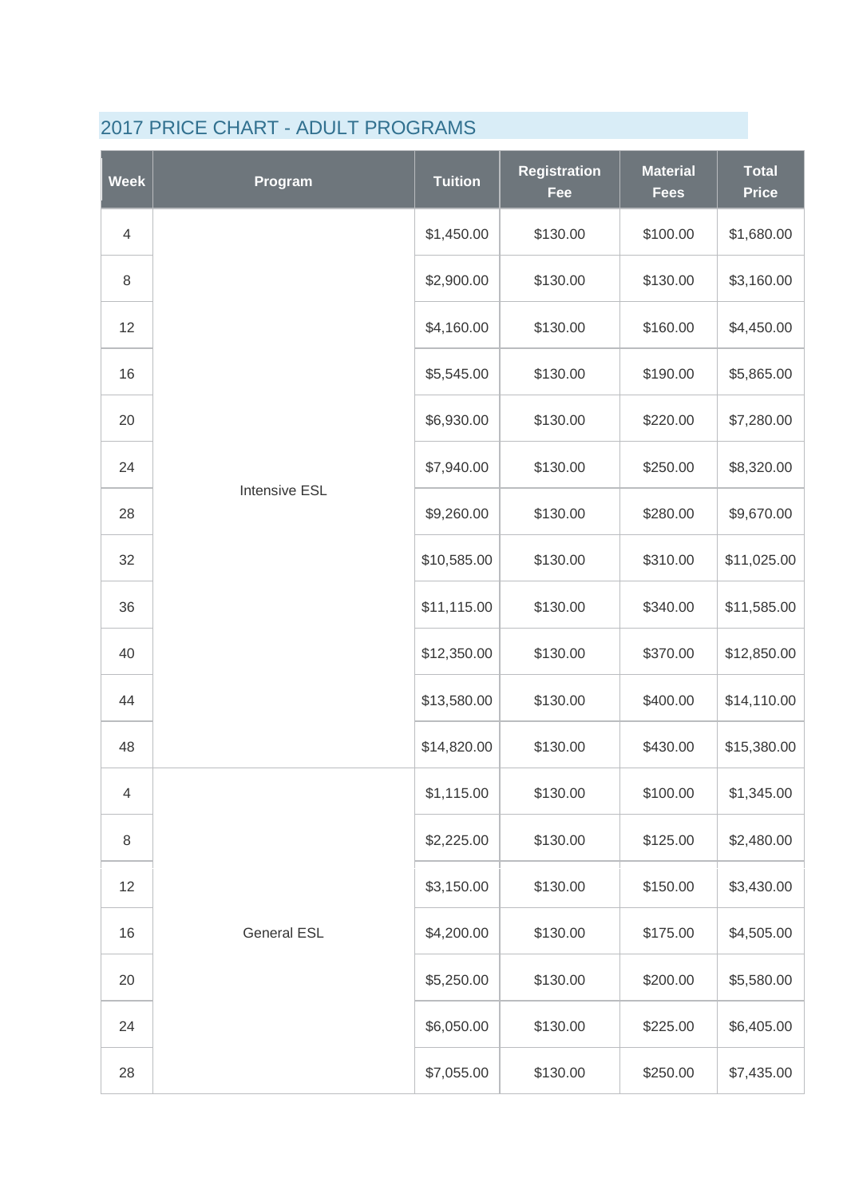## 2017 PRICE CHART - ADULT PROGRAMS

| Week | Program | Tuition | Registration Fee | Material Fees | Total Price |
|---|---|---|---|---|---|
| 4 | Intensive ESL | $1,450.00 | $130.00 | $100.00 | $1,680.00 |
| 8 | | $2,900.00 | $130.00 | $130.00 | $3,160.00 |
| 12 | | $4,160.00 | $130.00 | $160.00 | $4,450.00 |
| 16 | | $5,545.00 | $130.00 | $190.00 | $5,865.00 |
| 20 | | $6,930.00 | $130.00 | $220.00 | $7,280.00 |
| 24 | | $7,940.00 | $130.00 | $250.00 | $8,320.00 |
| 28 | | $9,260.00 | $130.00 | $280.00 | $9,670.00 |
| 32 | | $10,585.00 | $130.00 | $310.00 | $11,025.00 |
| 36 | | $11,115.00 | $130.00 | $340.00 | $11,585.00 |
| 40 | | $12,350.00 | $130.00 | $370.00 | $12,850.00 |
| 44 | | $13,580.00 | $130.00 | $400.00 | $14,110.00 |
| 48 | | $14,820.00 | $130.00 | $430.00 | $15,380.00 |
| 4 | General ESL | $1,115.00 | $130.00 | $100.00 | $1,345.00 |
| 8 | | $2,225.00 | $130.00 | $125.00 | $2,480.00 |
| 12 | | $3,150.00 | $130.00 | $150.00 | $3,430.00 |
| 16 | | $4,200.00 | $130.00 | $175.00 | $4,505.00 |
| 20 | | $5,250.00 | $130.00 | $200.00 | $5,580.00 |
| 24 | | $6,050.00 | $130.00 | $225.00 | $6,405.00 |
| 28 | | $7,055.00 | $130.00 | $250.00 | $7,435.00 |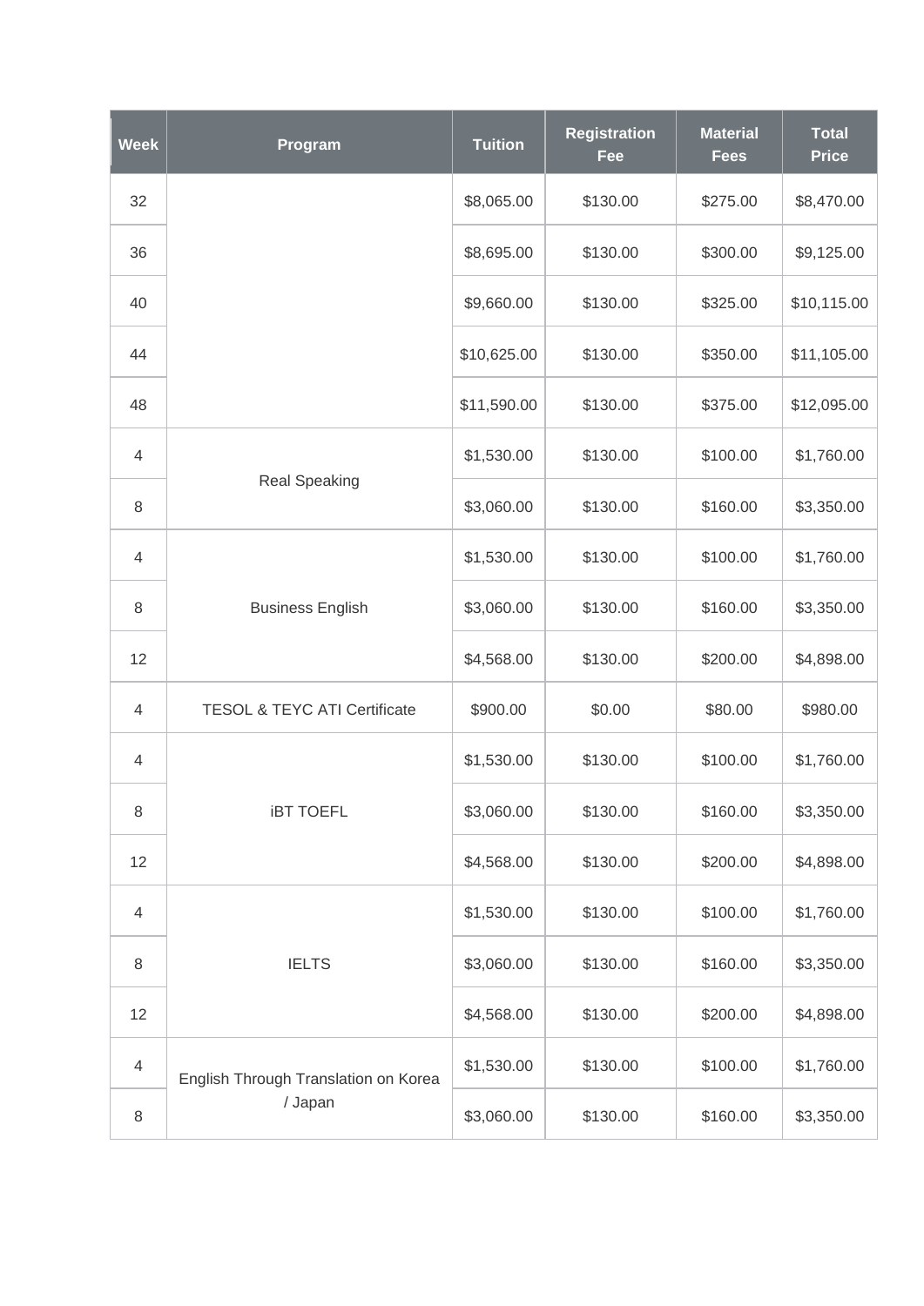| Week | Program | Tuition | Registration Fee | Material Fees | Total Price |
|---|---|---|---|---|---|
| 32 | | $8,065.00 | $130.00 | $275.00 | $8,470.00 |
| 36 | | $8,695.00 | $130.00 | $300.00 | $9,125.00 |
| 40 | | $9,660.00 | $130.00 | $325.00 | $10,115.00 |
| 44 | | $10,625.00 | $130.00 | $350.00 | $11,105.00 |
| 48 | | $11,590.00 | $130.00 | $375.00 | $12,095.00 |
| 4 | Real Speaking | $1,530.00 | $130.00 | $100.00 | $1,760.00 |
| 8 | | $3,060.00 | $130.00 | $160.00 | $3,350.00 |
| 4 | Business English | $1,530.00 | $130.00 | $100.00 | $1,760.00 |
| 8 | | $3,060.00 | $130.00 | $160.00 | $3,350.00 |
| 12 | | $4,568.00 | $130.00 | $200.00 | $4,898.00 |
| 4 | TESOL & TEYC ATI Certificate | $900.00 | $0.00 | $80.00 | $980.00 |
| 4 | iBT TOEFL | $1,530.00 | $130.00 | $100.00 | $1,760.00 |
| 8 | | $3,060.00 | $130.00 | $160.00 | $3,350.00 |
| 12 | | $4,568.00 | $130.00 | $200.00 | $4,898.00 |
| 4 | IELTS | $1,530.00 | $130.00 | $100.00 | $1,760.00 |
| 8 | | $3,060.00 | $130.00 | $160.00 | $3,350.00 |
| 12 | | $4,568.00 | $130.00 | $200.00 | $4,898.00 |
| 4 | English Through Translation on Korea / Japan | $1,530.00 | $130.00 | $100.00 | $1,760.00 |
| 8 | | $3,060.00 | $130.00 | $160.00 | $3,350.00 |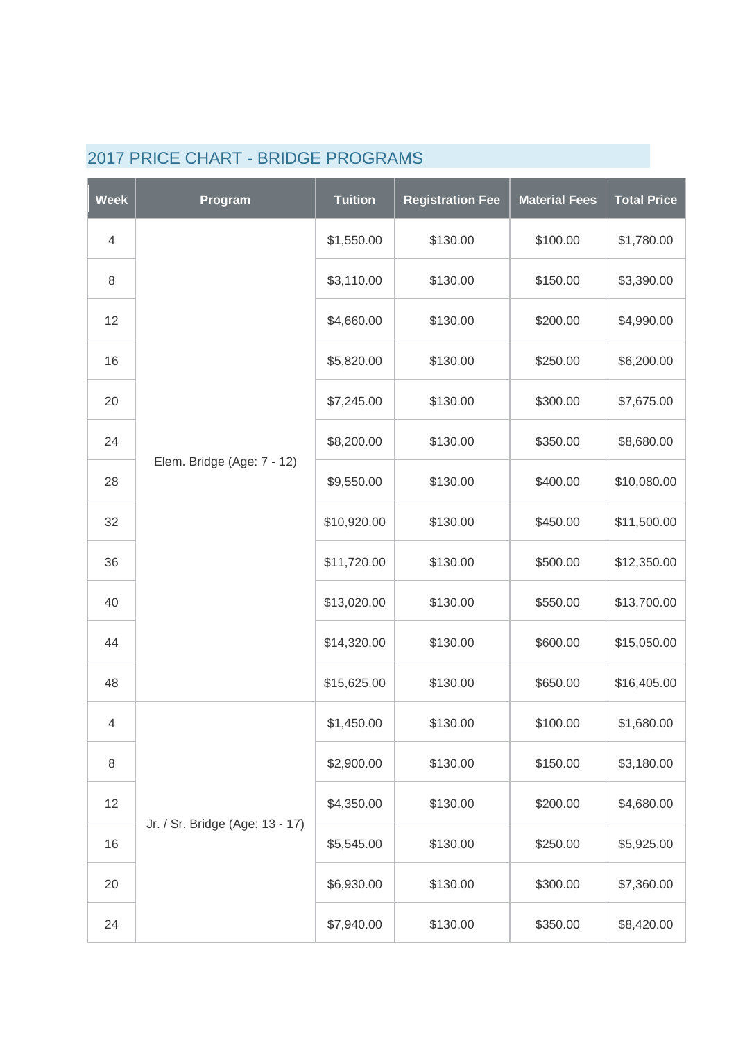## 2017 PRICE CHART - BRIDGE PROGRAMS

| Week | Program | Tuition | Registration Fee | Material Fees | Total Price |
|---|---|---|---|---|---|
| 4 | Elem. Bridge (Age: 7 - 12) | $1,550.00 | $130.00 | $100.00 | $1,780.00 |
| 8 | | $3,110.00 | $130.00 | $150.00 | $3,390.00 |
| 12 | | $4,660.00 | $130.00 | $200.00 | $4,990.00 |
| 16 | | $5,820.00 | $130.00 | $250.00 | $6,200.00 |
| 20 | | $7,245.00 | $130.00 | $300.00 | $7,675.00 |
| 24 | | $8,200.00 | $130.00 | $350.00 | $8,680.00 |
| 28 | | $9,550.00 | $130.00 | $400.00 | $10,080.00 |
| 32 | | $10,920.00 | $130.00 | $450.00 | $11,500.00 |
| 36 | | $11,720.00 | $130.00 | $500.00 | $12,350.00 |
| 40 | | $13,020.00 | $130.00 | $550.00 | $13,700.00 |
| 44 | | $14,320.00 | $130.00 | $600.00 | $15,050.00 |
| 48 | | $15,625.00 | $130.00 | $650.00 | $16,405.00 |
| 4 | Jr. / Sr. Bridge (Age: 13 - 17) | $1,450.00 | $130.00 | $100.00 | $1,680.00 |
| 8 | | $2,900.00 | $130.00 | $150.00 | $3,180.00 |
| 12 | | $4,350.00 | $130.00 | $200.00 | $4,680.00 |
| 16 | | $5,545.00 | $130.00 | $250.00 | $5,925.00 |
| 20 | | $6,930.00 | $130.00 | $300.00 | $7,360.00 |
| 24 | | $7,940.00 | $130.00 | $350.00 | $8,420.00 |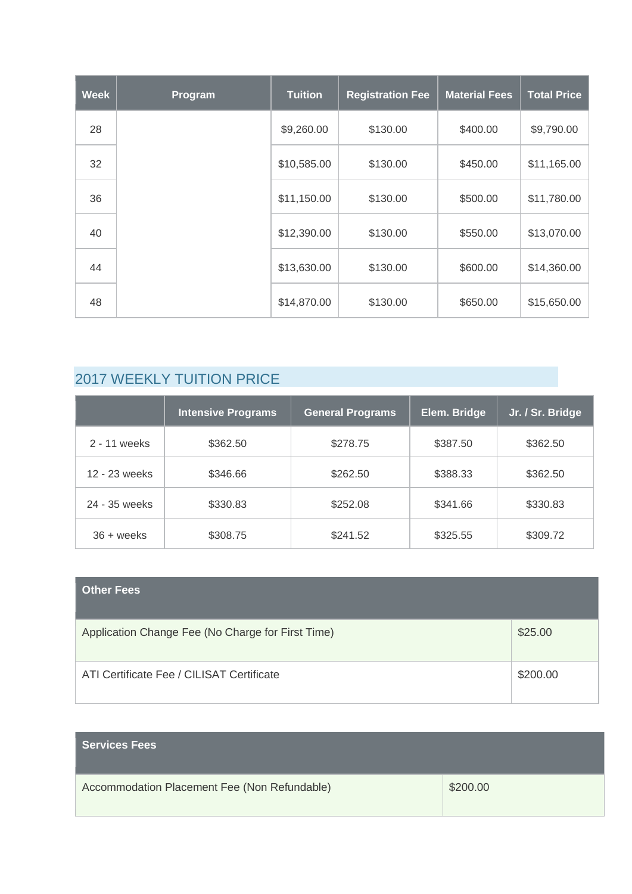| Week | Program | Tuition | Registration Fee | Material Fees | Total Price |
|---|---|---|---|---|---|
| 28 | | $9,260.00 | $130.00 | $400.00 | $9,790.00 |
| 32 | | $10,585.00 | $130.00 | $450.00 | $11,165.00 |
| 36 | | $11,150.00 | $130.00 | $500.00 | $11,780.00 |
| 40 | | $12,390.00 | $130.00 | $550.00 | $13,070.00 |
| 44 | | $13,630.00 | $130.00 | $600.00 | $14,360.00 |
| 48 | | $14,870.00 | $130.00 | $650.00 | $15,650.00 |

## 2017 WEEKLY TUITION PRICE

| | Intensive Programs | General Programs | Elem. Bridge | Jr. / Sr. Bridge |
|---|---|---|---|---|
| 2 - 11 weeks | $362.50 | $278.75 | $387.50 | $362.50 |
| 12 - 23 weeks | $346.66 | $262.50 | $388.33 | $362.50 |
| 24 - 35 weeks | $330.83 | $252.08 | $341.66 | $330.83 |
| 36 + weeks | $308.75 | $241.52 | $325.55 | $309.72 |

| Other Fees | |
|---|---|
| Application Change Fee (No Charge for First Time) | $25.00 |
| ATI Certificate Fee / CILISAT Certificate | $200.00 |

| Services Fees | |
|---|---|
| Accommodation Placement Fee (Non Refundable) | $200.00 |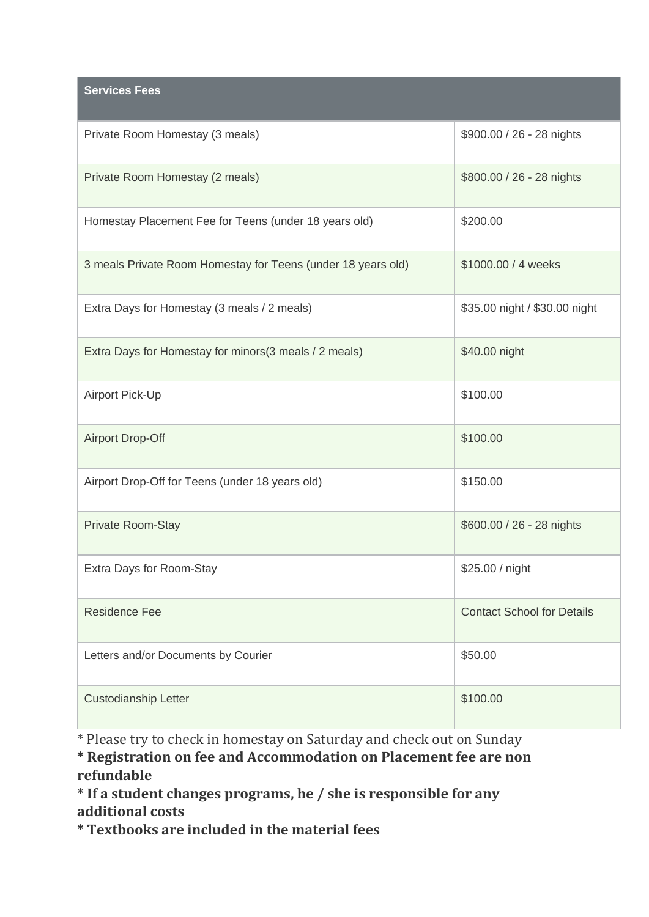| Services Fees | |
|---|---|
| Private Room Homestay (3 meals) | $900.00 / 26 - 28 nights |
| Private Room Homestay (2 meals) | $800.00 / 26 - 28 nights |
| Homestay Placement Fee for Teens (under 18 years old) | $200.00 |
| 3 meals Private Room Homestay for Teens (under 18 years old) | $1000.00 / 4 weeks |
| Extra Days for Homestay (3 meals / 2 meals) | $35.00 night / $30.00 night |
| Extra Days for Homestay for minors(3 meals / 2 meals) | $40.00 night |
| Airport Pick-Up | $100.00 |
| Airport Drop-Off | $100.00 |
| Airport Drop-Off for Teens (under 18 years old) | $150.00 |
| Private Room-Stay | $600.00 / 26 - 28 nights |
| Extra Days for Room-Stay | $25.00 / night |
| Residence Fee | Contact School for Details |
| Letters and/or Documents by Courier | $50.00 |
| Custodianship Letter | $100.00 |

* Please try to check in homestay on Saturday and check out on Sunday

**\* Registration on fee and Accommodation on Placement fee are non refundable**

**\* If a student changes programs, he / she is responsible for any additional costs**

**\* Textbooks are included in the material fees**